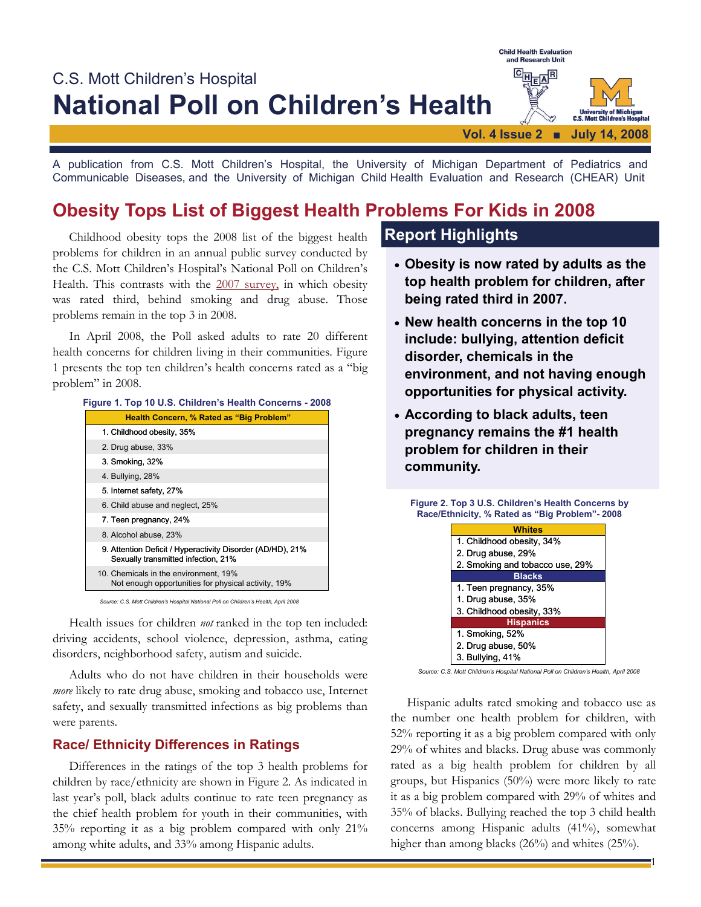C.S. Mott Children's Hospital

# National Poll on Children's Health

Vol. 4 Issue 2 ■ July 14, 2008

A publication from C.S. Mott Children's Hospital, the University of Michigan Department of Pediatrics and Communicable Diseases, and the University of Michigan Child Health Evaluation and Research (CHEAR) Unit

## Obesity Tops List of Biggest Health Problems For Kids in 2008

Childhood obesity tops the 2008 list of the biggest health problems for children in an annual public survey conducted by the C.S. Mott Children's Hospital's National Poll on Children's Health. This contrasts with the 2007 survey, in which obesity was rated third, behind smoking and drug abuse. Those problems remain in the top 3 in 2008.

In April 2008, the Poll asked adults to rate 20 different health concerns for children living in their communities. Figure 1 presents the top ten children's health concerns rated as a "big problem" in 2008.

**Figure 1. Top 10 U.S. Children's Health Concerns - 2008**

| Health Concern, % Rated as "Big Problem" |
|---|
| 1. Childhood obesity, 35% |
| 2. Drug abuse, 33% |
| 3. Smoking, 32% |
| 4. Bullying, 28% |
| 5. Internet safety, 27% |
| 6. Child abuse and neglect, 25% |
| 7. Teen pregnancy, 24% |
| 8. Alcohol abuse, 23% |
| 9. Attention Deficit / Hyperactivity Disorder (AD/HD), 21%<br>Sexually transmitted infection, 21% |
| 10. Chemicals in the environment, 19%<br>Not enough opportunities for physical activity, 19% |

*Source: C.S. Mott Children's Hospital National Poll on Children's Health, April 2008*

Health issues for children *not* ranked in the top ten included: driving accidents, school violence, depression, asthma, eating disorders, neighborhood safety, autism and suicide.

Adults who do not have children in their households were *more* likely to rate drug abuse, smoking and tobacco use, Internet safety, and sexually transmitted infections as big problems than were parents.

### Race/ Ethnicity Differences in Ratings

Differences in the ratings of the top 3 health problems for children by race/ethnicity are shown in Figure 2. As indicated in last year's poll, black adults continue to rate teen pregnancy as the chief health problem for youth in their communities, with 35% reporting it as a big problem compared with only 21% among white adults, and 33% among Hispanic adults.

## Report Highlights

- **Obesity is now rated by adults as the top health problem for children, after being rated third in 2007.**
- **New health concerns in the top 10 include: bullying, attention deficit disorder, chemicals in the environment, and not having enough opportunities for physical activity.**
- **According to black adults, teen pregnancy remains the #1 health problem for children in their community.**

**Figure 2. Top 3 U.S. Children's Health Concerns by Race/Ethnicity, % Rated as "Big Problem"- 2008**

| Whites |
|---|
| 1. Childhood obesity, 34% |
| 2. Drug abuse, 29% |
| 2. Smoking and tobacco use, 29% |
| **Blacks** |
| 1. Teen pregnancy, 35% |
| 1. Drug abuse, 35% |
| 3. Childhood obesity, 33% |
| **Hispanics** |
| 1. Smoking, 52% |
| 2. Drug abuse, 50% |
| 3. Bullying, 41% |

*Source: C.S. Mott Children's Hospital National Poll on Children's Health, April 2008*

Hispanic adults rated smoking and tobacco use as the number one health problem for children, with 52% reporting it as a big problem compared with only 29% of whites and blacks. Drug abuse was commonly rated as a big health problem for children by all groups, but Hispanics (50%) were more likely to rate it as a big problem compared with 29% of whites and 35% of blacks. Bullying reached the top 3 child health concerns among Hispanic adults (41%), somewhat higher than among blacks (26%) and whites (25%).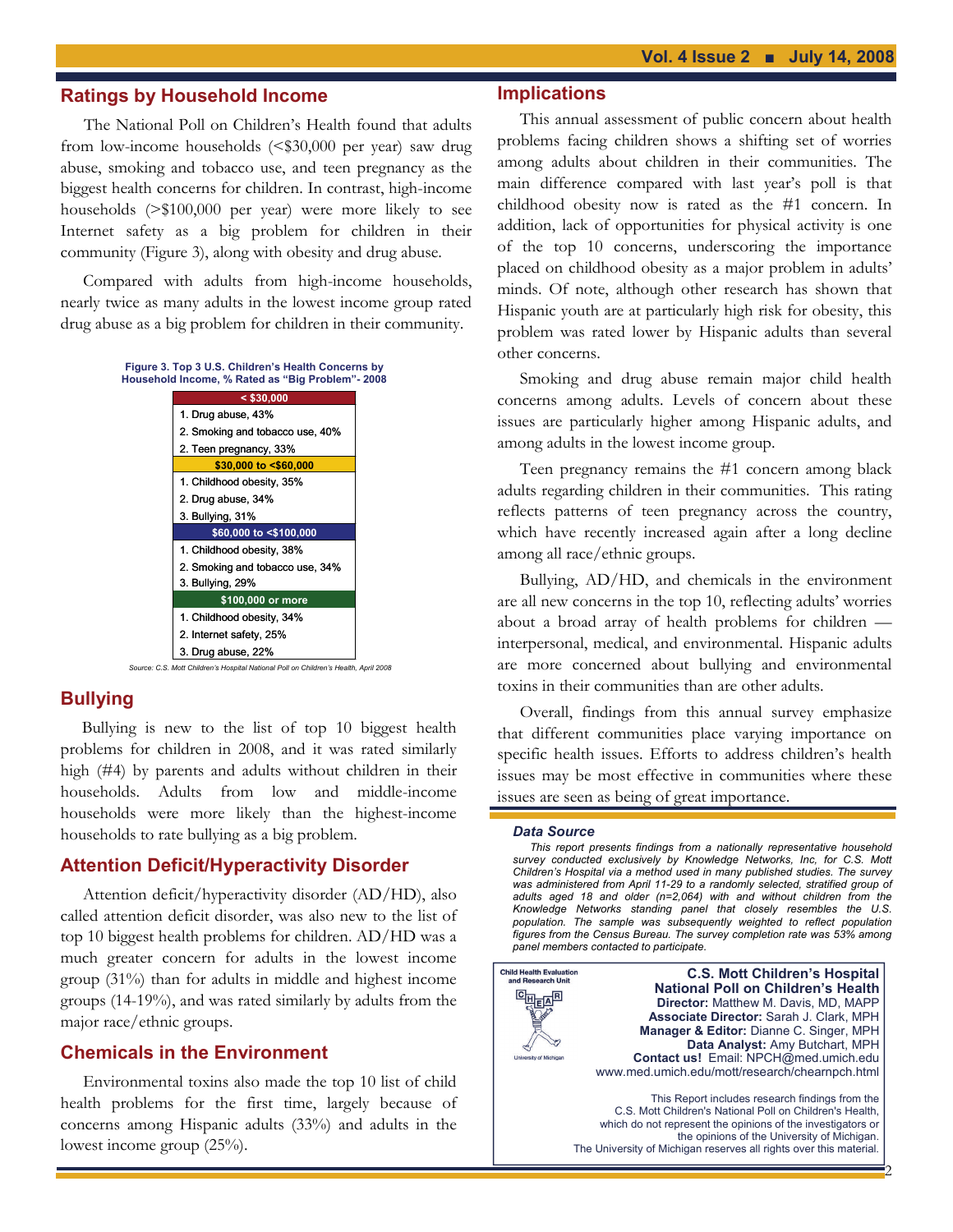## Ratings by Household Income

The National Poll on Children's Health found that adults from low-income households (<$30,000 per year) saw drug abuse, smoking and tobacco use, and teen pregnancy as the biggest health concerns for children. In contrast, high-income households (>$100,000 per year) were more likely to see Internet safety as a big problem for children in their community (Figure 3), along with obesity and drug abuse.

Compared with adults from high-income households, nearly twice as many adults in the lowest income group rated drug abuse as a big problem for children in their community.

**Figure 3. Top 3 U.S. Children's Health Concerns by Household Income, % Rated as "Big Problem"- 2008**

| < $30,000 |
|---|
| 1. Drug abuse, 43% |
| 2. Smoking and tobacco use, 40% |
| 2. Teen pregnancy, 33% |
| **$30,000 to <$60,000** |
| 1. Childhood obesity, 35% |
| 2. Drug abuse, 34% |
| 3. Bullying, 31% |
| **$60,000 to <$100,000** |
| 1. Childhood obesity, 38% |
| 2. Smoking and tobacco use, 34% |
| 3. Bullying, 29% |
| **$100,000 or more** |
| 1. Childhood obesity, 34% |
| 2. Internet safety, 25% |
| 3. Drug abuse, 22% |

*Source: C.S. Mott Children's Hospital National Poll on Children's Health, April 2008*

## Bullying

Bullying is new to the list of top 10 biggest health problems for children in 2008, and it was rated similarly high (#4) by parents and adults without children in their households. Adults from low and middle-income households were more likely than the highest-income households to rate bullying as a big problem.

## Attention Deficit/Hyperactivity Disorder

Attention deficit/hyperactivity disorder (AD/HD), also called attention deficit disorder, was also new to the list of top 10 biggest health problems for children. AD/HD was a much greater concern for adults in the lowest income group (31%) than for adults in middle and highest income groups (14-19%), and was rated similarly by adults from the major race/ethnic groups.

## Chemicals in the Environment

Environmental toxins also made the top 10 list of child health problems for the first time, largely because of concerns among Hispanic adults (33%) and adults in the lowest income group (25%).

## Implications

This annual assessment of public concern about health problems facing children shows a shifting set of worries among adults about children in their communities. The main difference compared with last year's poll is that childhood obesity now is rated as the #1 concern. In addition, lack of opportunities for physical activity is one of the top 10 concerns, underscoring the importance placed on childhood obesity as a major problem in adults' minds. Of note, although other research has shown that Hispanic youth are at particularly high risk for obesity, this problem was rated lower by Hispanic adults than several other concerns.

Smoking and drug abuse remain major child health concerns among adults. Levels of concern about these issues are particularly higher among Hispanic adults, and among adults in the lowest income group.

Teen pregnancy remains the #1 concern among black adults regarding children in their communities. This rating reflects patterns of teen pregnancy across the country, which have recently increased again after a long decline among all race/ethnic groups.

Bullying, AD/HD, and chemicals in the environment are all new concerns in the top 10, reflecting adults' worries about a broad array of health problems for children — interpersonal, medical, and environmental. Hispanic adults are more concerned about bullying and environmental toxins in their communities than are other adults.

Overall, findings from this annual survey emphasize that different communities place varying importance on specific health issues. Efforts to address children's health issues may be most effective in communities where these issues are seen as being of great importance.

### Data Source

*This report presents findings from a nationally representative household survey conducted exclusively by Knowledge Networks, Inc, for C.S. Mott Children's Hospital via a method used in many published studies. The survey was administered from April 11-29 to a randomly selected, stratified group of adults aged 18 and older (n=2,064) with and without children from the Knowledge Networks standing panel that closely resembles the U.S. population. The sample was subsequently weighted to reflect population figures from the Census Bureau. The survey completion rate was 53% among panel members contacted to participate.*

Child Health Evaluation and Research Unit

University of Michigan

**C.S. Mott Children's Hospital National Poll on Children's Health**
**Director:** Matthew M. Davis, MD, MAPP
**Associate Director:** Sarah J. Clark, MPH
**Manager & Editor:** Dianne C. Singer, MPH
**Data Analyst:** Amy Butchart, MPH
**Contact us!** Email: NPCH@med.umich.edu
www.med.umich.edu/mott/research/chearnpch.html

This Report includes research findings from the C.S. Mott Children's National Poll on Children's Health, which do not represent the opinions of the investigators or the opinions of the University of Michigan. The University of Michigan reserves all rights over this material.